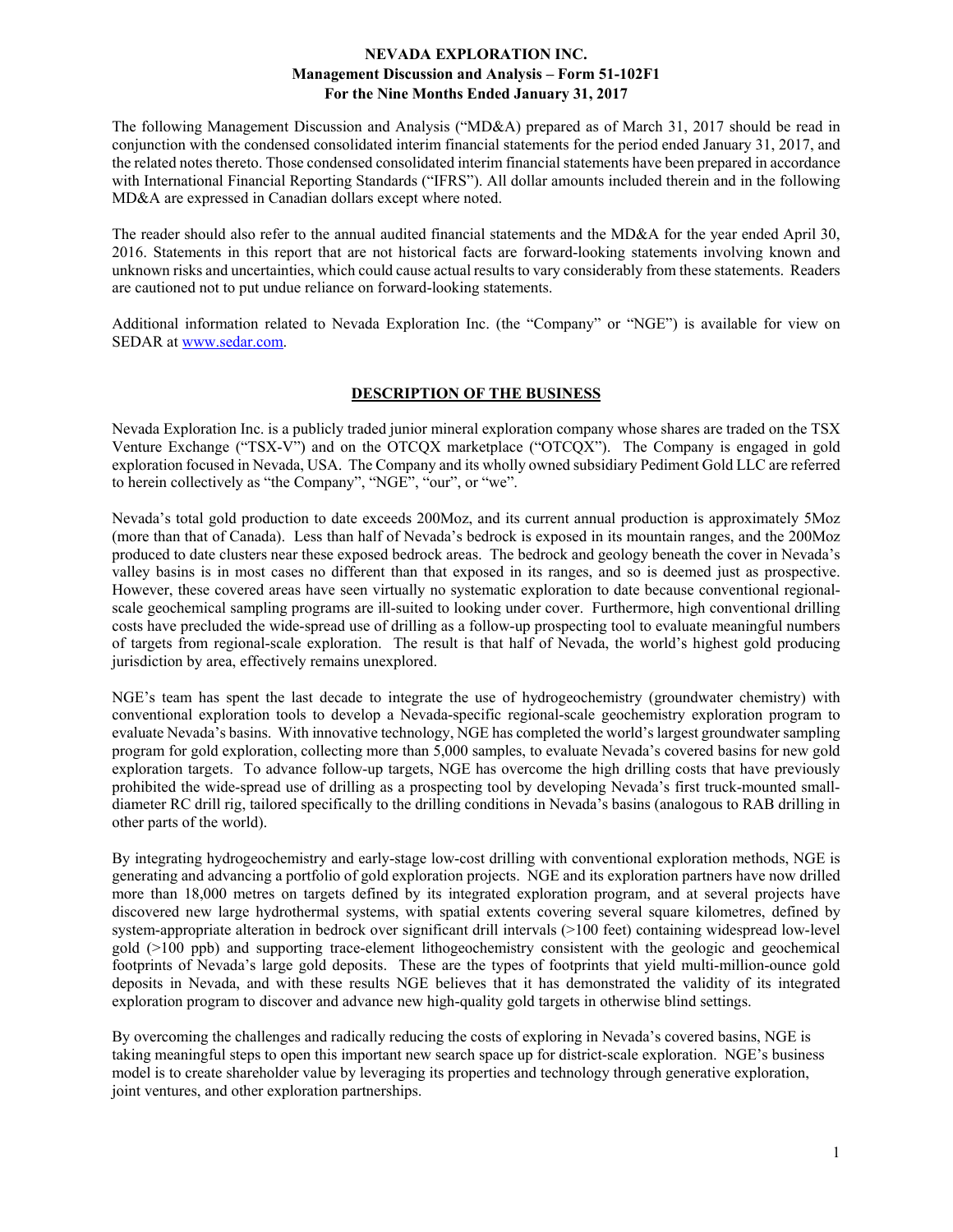# NEVADA EXPLORATION INC.
## Management Discussion and Analysis – Form 51-102F1
### For the Nine Months Ended January 31, 2017

The following Management Discussion and Analysis ("MD&A) prepared as of March 31, 2017 should be read in conjunction with the condensed consolidated interim financial statements for the period ended January 31, 2017, and the related notes thereto. Those condensed consolidated interim financial statements have been prepared in accordance with International Financial Reporting Standards ("IFRS"). All dollar amounts included therein and in the following MD&A are expressed in Canadian dollars except where noted.

The reader should also refer to the annual audited financial statements and the MD&A for the year ended April 30, 2016. Statements in this report that are not historical facts are forward-looking statements involving known and unknown risks and uncertainties, which could cause actual results to vary considerably from these statements. Readers are cautioned not to put undue reliance on forward-looking statements.

Additional information related to Nevada Exploration Inc. (the "Company" or "NGE") is available for view on SEDAR at www.sedar.com.

## DESCRIPTION OF THE BUSINESS

Nevada Exploration Inc. is a publicly traded junior mineral exploration company whose shares are traded on the TSX Venture Exchange ("TSX-V") and on the OTCQX marketplace ("OTCQX"). The Company is engaged in gold exploration focused in Nevada, USA. The Company and its wholly owned subsidiary Pediment Gold LLC are referred to herein collectively as "the Company", "NGE", "our", or "we".

Nevada's total gold production to date exceeds 200Moz, and its current annual production is approximately 5Moz (more than that of Canada). Less than half of Nevada's bedrock is exposed in its mountain ranges, and the 200Moz produced to date clusters near these exposed bedrock areas. The bedrock and geology beneath the cover in Nevada's valley basins is in most cases no different than that exposed in its ranges, and so is deemed just as prospective. However, these covered areas have seen virtually no systematic exploration to date because conventional regional-scale geochemical sampling programs are ill-suited to looking under cover. Furthermore, high conventional drilling costs have precluded the wide-spread use of drilling as a follow-up prospecting tool to evaluate meaningful numbers of targets from regional-scale exploration. The result is that half of Nevada, the world's highest gold producing jurisdiction by area, effectively remains unexplored.

NGE's team has spent the last decade to integrate the use of hydrogeochemistry (groundwater chemistry) with conventional exploration tools to develop a Nevada-specific regional-scale geochemistry exploration program to evaluate Nevada's basins. With innovative technology, NGE has completed the world's largest groundwater sampling program for gold exploration, collecting more than 5,000 samples, to evaluate Nevada's covered basins for new gold exploration targets. To advance follow-up targets, NGE has overcome the high drilling costs that have previously prohibited the wide-spread use of drilling as a prospecting tool by developing Nevada's first truck-mounted small-diameter RC drill rig, tailored specifically to the drilling conditions in Nevada's basins (analogous to RAB drilling in other parts of the world).

By integrating hydrogeochemistry and early-stage low-cost drilling with conventional exploration methods, NGE is generating and advancing a portfolio of gold exploration projects. NGE and its exploration partners have now drilled more than 18,000 metres on targets defined by its integrated exploration program, and at several projects have discovered new large hydrothermal systems, with spatial extents covering several square kilometres, defined by system-appropriate alteration in bedrock over significant drill intervals (>100 feet) containing widespread low-level gold (>100 ppb) and supporting trace-element lithogeochemistry consistent with the geologic and geochemical footprints of Nevada's large gold deposits. These are the types of footprints that yield multi-million-ounce gold deposits in Nevada, and with these results NGE believes that it has demonstrated the validity of its integrated exploration program to discover and advance new high-quality gold targets in otherwise blind settings.

By overcoming the challenges and radically reducing the costs of exploring in Nevada's covered basins, NGE is taking meaningful steps to open this important new search space up for district-scale exploration. NGE's business model is to create shareholder value by leveraging its properties and technology through generative exploration, joint ventures, and other exploration partnerships.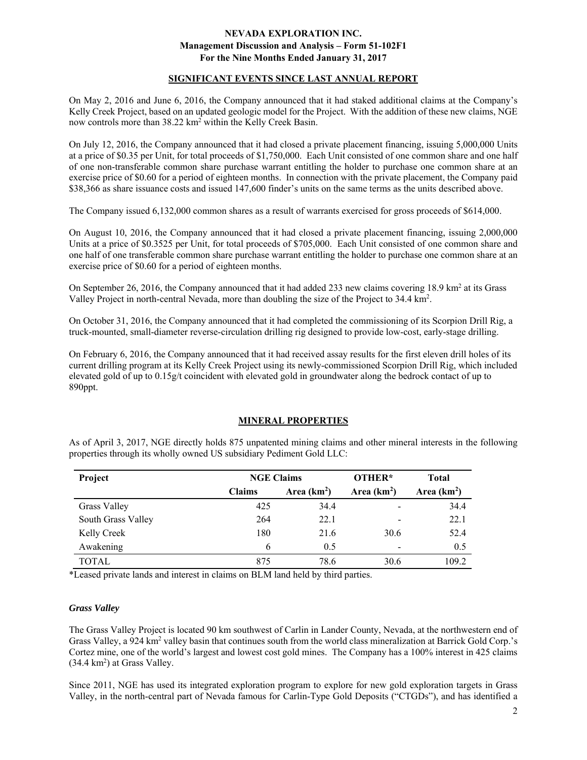## SIGNIFICANT EVENTS SINCE LAST ANNUAL REPORT

On May 2, 2016 and June 6, 2016, the Company announced that it had staked additional claims at the Company's Kelly Creek Project, based on an updated geologic model for the Project. With the addition of these new claims, NGE now controls more than 38.22 km$^2$ within the Kelly Creek Basin.

On July 12, 2016, the Company announced that it had closed a private placement financing, issuing 5,000,000 Units at a price of $0.35 per Unit, for total proceeds of $1,750,000. Each Unit consisted of one common share and one half of one non-transferable common share purchase warrant entitling the holder to purchase one common share at an exercise price of $0.60 for a period of eighteen months. In connection with the private placement, the Company paid $38,366 as share issuance costs and issued 147,600 finder's units on the same terms as the units described above.

The Company issued 6,132,000 common shares as a result of warrants exercised for gross proceeds of $614,000.

On August 10, 2016, the Company announced that it had closed a private placement financing, issuing 2,000,000 Units at a price of $0.3525 per Unit, for total proceeds of $705,000. Each Unit consisted of one common share and one half of one transferable common share purchase warrant entitling the holder to purchase one common share at an exercise price of $0.60 for a period of eighteen months.

On September 26, 2016, the Company announced that it had added 233 new claims covering 18.9 km$^2$ at its Grass Valley Project in north-central Nevada, more than doubling the size of the Project to 34.4 km$^2$.

On October 31, 2016, the Company announced that it had completed the commissioning of its Scorpion Drill Rig, a truck-mounted, small-diameter reverse-circulation drilling rig designed to provide low-cost, early-stage drilling.

On February 6, 2016, the Company announced that it had received assay results for the first eleven drill holes of its current drilling program at its Kelly Creek Project using its newly-commissioned Scorpion Drill Rig, which included elevated gold of up to 0.15g/t coincident with elevated gold in groundwater along the bedrock contact of up to 890ppt.

## MINERAL PROPERTIES

As of April 3, 2017, NGE directly holds 875 unpatented mining claims and other mineral interests in the following properties through its wholly owned US subsidiary Pediment Gold LLC:

| Project | NGE Claims | | OTHER* | Total |
|---|---|---|---|---|
| | Claims | Area (km$^2$) | Area (km$^2$) | Area (km$^2$) |
| Grass Valley | 425 | 34.4 | - | 34.4 |
| South Grass Valley | 264 | 22.1 | - | 22.1 |
| Kelly Creek | 180 | 21.6 | 30.6 | 52.4 |
| Awakening | 6 | 0.5 | - | 0.5 |
| TOTAL | 875 | 78.6 | 30.6 | 109.2 |

*Leased private lands and interest in claims on BLM land held by third parties.

### *Grass Valley*

The Grass Valley Project is located 90 km southwest of Carlin in Lander County, Nevada, at the northwestern end of Grass Valley, a 924 km$^2$ valley basin that continues south from the world class mineralization at Barrick Gold Corp.'s Cortez mine, one of the world's largest and lowest cost gold mines. The Company has a 100% interest in 425 claims (34.4 km$^2$) at Grass Valley.

Since 2011, NGE has used its integrated exploration program to explore for new gold exploration targets in Grass Valley, in the north-central part of Nevada famous for Carlin-Type Gold Deposits ("CTGDs"), and has identified a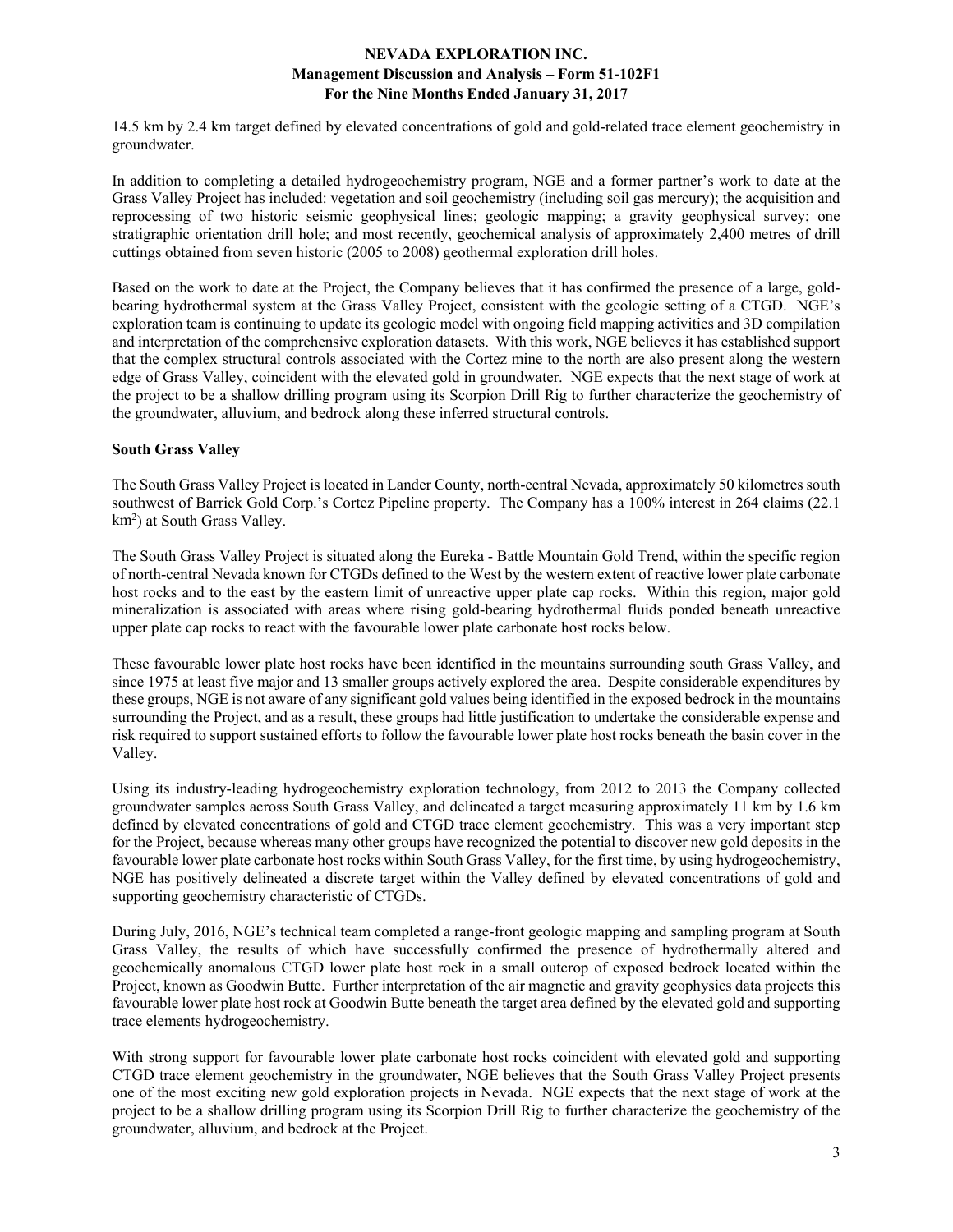14.5 km by 2.4 km target defined by elevated concentrations of gold and gold-related trace element geochemistry in groundwater.

In addition to completing a detailed hydrogeochemistry program, NGE and a former partner's work to date at the Grass Valley Project has included: vegetation and soil geochemistry (including soil gas mercury); the acquisition and reprocessing of two historic seismic geophysical lines; geologic mapping; a gravity geophysical survey; one stratigraphic orientation drill hole; and most recently, geochemical analysis of approximately 2,400 metres of drill cuttings obtained from seven historic (2005 to 2008) geothermal exploration drill holes.

Based on the work to date at the Project, the Company believes that it has confirmed the presence of a large, gold-bearing hydrothermal system at the Grass Valley Project, consistent with the geologic setting of a CTGD. NGE's exploration team is continuing to update its geologic model with ongoing field mapping activities and 3D compilation and interpretation of the comprehensive exploration datasets. With this work, NGE believes it has established support that the complex structural controls associated with the Cortez mine to the north are also present along the western edge of Grass Valley, coincident with the elevated gold in groundwater. NGE expects that the next stage of work at the project to be a shallow drilling program using its Scorpion Drill Rig to further characterize the geochemistry of the groundwater, alluvium, and bedrock along these inferred structural controls.

**South Grass Valley**

The South Grass Valley Project is located in Lander County, north-central Nevada, approximately 50 kilometres south southwest of Barrick Gold Corp.'s Cortez Pipeline property. The Company has a 100% interest in 264 claims (22.1 $km^2$) at South Grass Valley.

The South Grass Valley Project is situated along the Eureka - Battle Mountain Gold Trend, within the specific region of north-central Nevada known for CTGDs defined to the West by the western extent of reactive lower plate carbonate host rocks and to the east by the eastern limit of unreactive upper plate cap rocks. Within this region, major gold mineralization is associated with areas where rising gold-bearing hydrothermal fluids ponded beneath unreactive upper plate cap rocks to react with the favourable lower plate carbonate host rocks below.

These favourable lower plate host rocks have been identified in the mountains surrounding south Grass Valley, and since 1975 at least five major and 13 smaller groups actively explored the area. Despite considerable expenditures by these groups, NGE is not aware of any significant gold values being identified in the exposed bedrock in the mountains surrounding the Project, and as a result, these groups had little justification to undertake the considerable expense and risk required to support sustained efforts to follow the favourable lower plate host rocks beneath the basin cover in the Valley.

Using its industry-leading hydrogeochemistry exploration technology, from 2012 to 2013 the Company collected groundwater samples across South Grass Valley, and delineated a target measuring approximately 11 km by 1.6 km defined by elevated concentrations of gold and CTGD trace element geochemistry. This was a very important step for the Project, because whereas many other groups have recognized the potential to discover new gold deposits in the favourable lower plate carbonate host rocks within South Grass Valley, for the first time, by using hydrogeochemistry, NGE has positively delineated a discrete target within the Valley defined by elevated concentrations of gold and supporting geochemistry characteristic of CTGDs.

During July, 2016, NGE's technical team completed a range-front geologic mapping and sampling program at South Grass Valley, the results of which have successfully confirmed the presence of hydrothermally altered and geochemically anomalous CTGD lower plate host rock in a small outcrop of exposed bedrock located within the Project, known as Goodwin Butte. Further interpretation of the air magnetic and gravity geophysics data projects this favourable lower plate host rock at Goodwin Butte beneath the target area defined by the elevated gold and supporting trace elements hydrogeochemistry.

With strong support for favourable lower plate carbonate host rocks coincident with elevated gold and supporting CTGD trace element geochemistry in the groundwater, NGE believes that the South Grass Valley Project presents one of the most exciting new gold exploration projects in Nevada. NGE expects that the next stage of work at the project to be a shallow drilling program using its Scorpion Drill Rig to further characterize the geochemistry of the groundwater, alluvium, and bedrock at the Project.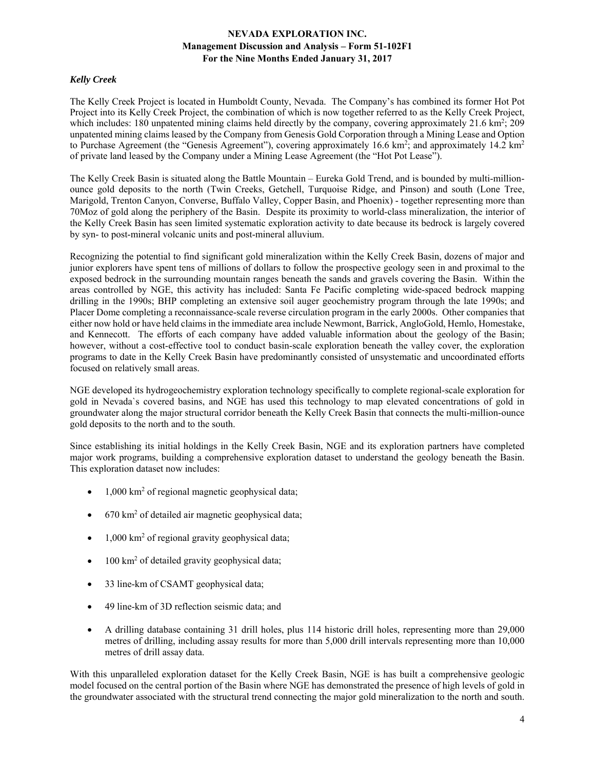### *Kelly Creek*

The Kelly Creek Project is located in Humboldt County, Nevada. The Company's has combined its former Hot Pot Project into its Kelly Creek Project, the combination of which is now together referred to as the Kelly Creek Project, which includes: 180 unpatented mining claims held directly by the company, covering approximately 21.6 km$^2$; 209 unpatented mining claims leased by the Company from Genesis Gold Corporation through a Mining Lease and Option to Purchase Agreement (the "Genesis Agreement"), covering approximately 16.6 km$^2$; and approximately 14.2 km$^2$ of private land leased by the Company under a Mining Lease Agreement (the "Hot Pot Lease").

The Kelly Creek Basin is situated along the Battle Mountain – Eureka Gold Trend, and is bounded by multi-million-ounce gold deposits to the north (Twin Creeks, Getchell, Turquoise Ridge, and Pinson) and south (Lone Tree, Marigold, Trenton Canyon, Converse, Buffalo Valley, Copper Basin, and Phoenix) - together representing more than 70Moz of gold along the periphery of the Basin. Despite its proximity to world-class mineralization, the interior of the Kelly Creek Basin has seen limited systematic exploration activity to date because its bedrock is largely covered by syn- to post-mineral volcanic units and post-mineral alluvium.

Recognizing the potential to find significant gold mineralization within the Kelly Creek Basin, dozens of major and junior explorers have spent tens of millions of dollars to follow the prospective geology seen in and proximal to the exposed bedrock in the surrounding mountain ranges beneath the sands and gravels covering the Basin. Within the areas controlled by NGE, this activity has included: Santa Fe Pacific completing wide-spaced bedrock mapping drilling in the 1990s; BHP completing an extensive soil auger geochemistry program through the late 1990s; and Placer Dome completing a reconnaissance-scale reverse circulation program in the early 2000s. Other companies that either now hold or have held claims in the immediate area include Newmont, Barrick, AngloGold, Hemlo, Homestake, and Kennecott. The efforts of each company have added valuable information about the geology of the Basin; however, without a cost-effective tool to conduct basin-scale exploration beneath the valley cover, the exploration programs to date in the Kelly Creek Basin have predominantly consisted of unsystematic and uncoordinated efforts focused on relatively small areas.

NGE developed its hydrogeochemistry exploration technology specifically to complete regional-scale exploration for gold in Nevada`s covered basins, and NGE has used this technology to map elevated concentrations of gold in groundwater along the major structural corridor beneath the Kelly Creek Basin that connects the multi-million-ounce gold deposits to the north and to the south.

Since establishing its initial holdings in the Kelly Creek Basin, NGE and its exploration partners have completed major work programs, building a comprehensive exploration dataset to understand the geology beneath the Basin. This exploration dataset now includes:

- 1,000 km$^2$ of regional magnetic geophysical data;
- 670 km$^2$ of detailed air magnetic geophysical data;
- 1,000 km$^2$ of regional gravity geophysical data;
- 100 km$^2$ of detailed gravity geophysical data;
- 33 line-km of CSAMT geophysical data;
- 49 line-km of 3D reflection seismic data; and
- A drilling database containing 31 drill holes, plus 114 historic drill holes, representing more than 29,000 metres of drilling, including assay results for more than 5,000 drill intervals representing more than 10,000 metres of drill assay data.

With this unparalleled exploration dataset for the Kelly Creek Basin, NGE is has built a comprehensive geologic model focused on the central portion of the Basin where NGE has demonstrated the presence of high levels of gold in the groundwater associated with the structural trend connecting the major gold mineralization to the north and south.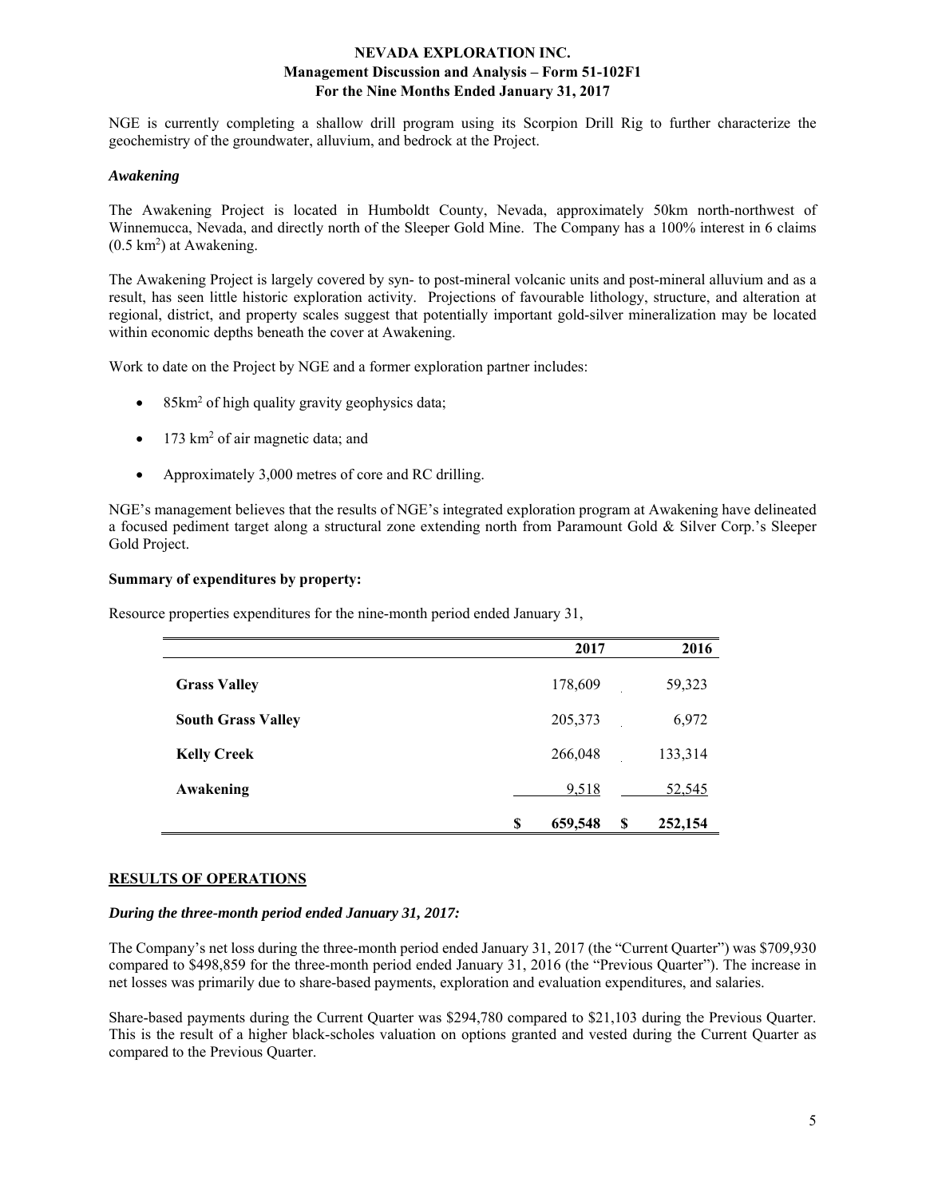NGE is currently completing a shallow drill program using its Scorpion Drill Rig to further characterize the geochemistry of the groundwater, alluvium, and bedrock at the Project.

### *Awakening*

The Awakening Project is located in Humboldt County, Nevada, approximately 50km north-northwest of Winnemucca, Nevada, and directly north of the Sleeper Gold Mine. The Company has a 100% interest in 6 claims ($0.5$ km$^2$) at Awakening.

The Awakening Project is largely covered by syn- to post-mineral volcanic units and post-mineral alluvium and as a result, has seen little historic exploration activity. Projections of favourable lithology, structure, and alteration at regional, district, and property scales suggest that potentially important gold-silver mineralization may be located within economic depths beneath the cover at Awakening.

Work to date on the Project by NGE and a former exploration partner includes:

- 85km$^2$ of high quality gravity geophysics data;
- 173 km$^2$ of air magnetic data; and
- Approximately 3,000 metres of core and RC drilling.

NGE's management believes that the results of NGE's integrated exploration program at Awakening have delineated a focused pediment target along a structural zone extending north from Paramount Gold & Silver Corp.'s Sleeper Gold Project.

**Summary of expenditures by property:**

Resource properties expenditures for the nine-month period ended January 31,

| | 2017 | 2016 |
|---|---|---|
| **Grass Valley** | 178,609 | 59,323 |
| **South Grass Valley** | 205,373 | 6,972 |
| **Kelly Creek** | 266,048 | 133,314 |
| **Awakening** | 9,518 | 52,545 |
| | $ 659,548 | $ 252,154 |

## RESULTS OF OPERATIONS

### *During the three-month period ended January 31, 2017:*

The Company's net loss during the three-month period ended January 31, 2017 (the "Current Quarter") was $709,930 compared to $498,859 for the three-month period ended January 31, 2016 (the "Previous Quarter"). The increase in net losses was primarily due to share-based payments, exploration and evaluation expenditures, and salaries.

Share-based payments during the Current Quarter was $294,780 compared to $21,103 during the Previous Quarter. This is the result of a higher black-scholes valuation on options granted and vested during the Current Quarter as compared to the Previous Quarter.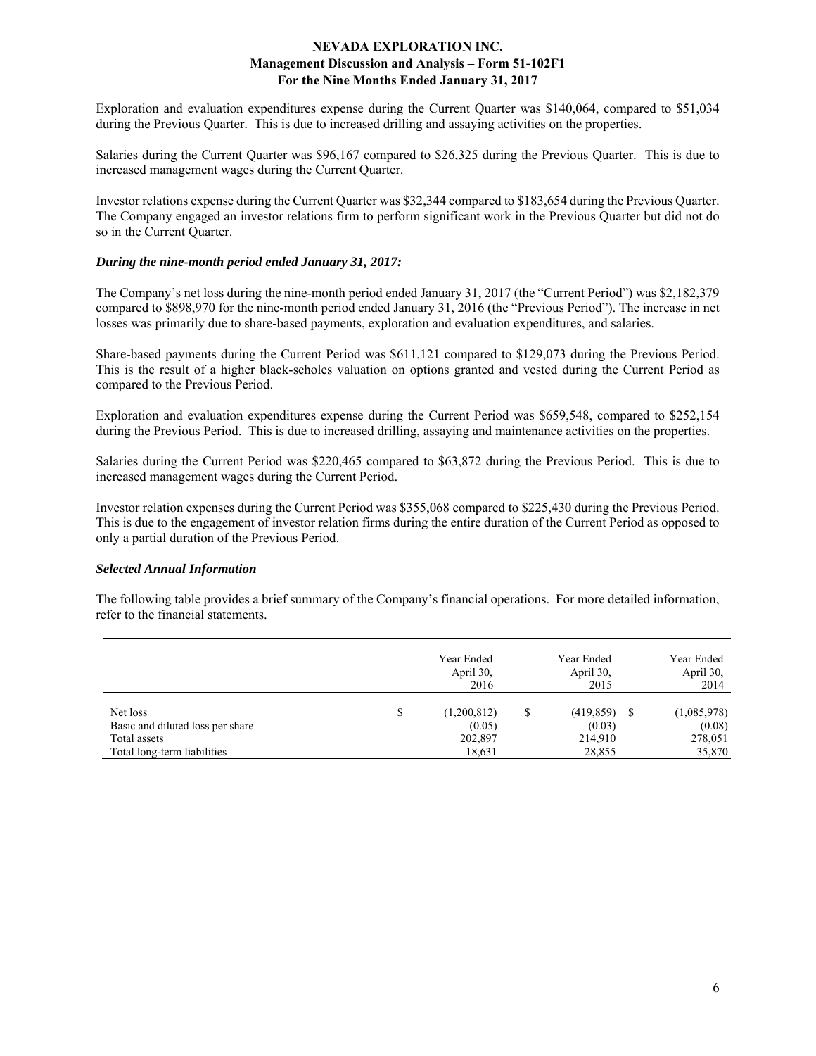Exploration and evaluation expenditures expense during the Current Quarter was $140,064, compared to $51,034 during the Previous Quarter. This is due to increased drilling and assaying activities on the properties.

Salaries during the Current Quarter was $96,167 compared to $26,325 during the Previous Quarter. This is due to increased management wages during the Current Quarter.

Investor relations expense during the Current Quarter was $32,344 compared to $183,654 during the Previous Quarter. The Company engaged an investor relations firm to perform significant work in the Previous Quarter but did not do so in the Current Quarter.

### *During the nine-month period ended January 31, 2017:*

The Company's net loss during the nine-month period ended January 31, 2017 (the "Current Period") was $2,182,379 compared to $898,970 for the nine-month period ended January 31, 2016 (the "Previous Period"). The increase in net losses was primarily due to share-based payments, exploration and evaluation expenditures, and salaries.

Share-based payments during the Current Period was $611,121 compared to $129,073 during the Previous Period. This is the result of a higher black-scholes valuation on options granted and vested during the Current Period as compared to the Previous Period.

Exploration and evaluation expenditures expense during the Current Period was $659,548, compared to $252,154 during the Previous Period. This is due to increased drilling, assaying and maintenance activities on the properties.

Salaries during the Current Period was $220,465 compared to $63,872 during the Previous Period. This is due to increased management wages during the Current Period.

Investor relation expenses during the Current Period was $355,068 compared to $225,430 during the Previous Period. This is due to the engagement of investor relation firms during the entire duration of the Current Period as opposed to only a partial duration of the Previous Period.

### *Selected Annual Information*

The following table provides a brief summary of the Company's financial operations. For more detailed information, refer to the financial statements.

| | Year Ended April 30, 2016 | Year Ended April 30, 2015 | Year Ended April 30, 2014 |
|---|---|---|---|
| Net loss | $ (1,200,812) | $ (419,859) | $ (1,085,978) |
| Basic and diluted loss per share | (0.05) | (0.03) | (0.08) |
| Total assets | 202,897 | 214,910 | 278,051 |
| Total long-term liabilities | 18,631 | 28,855 | 35,870 |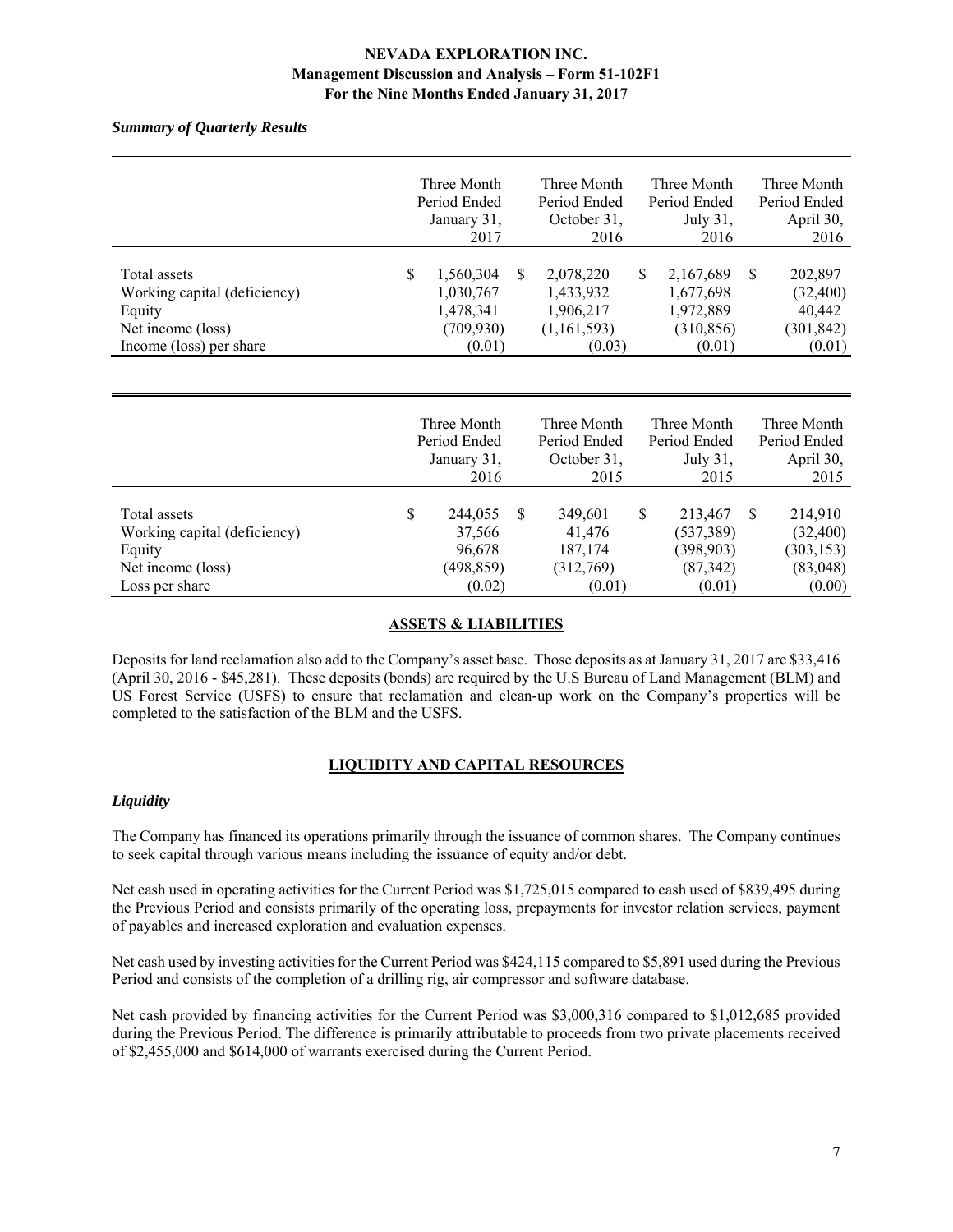*Summary of Quarterly Results*

| | Three Month Period Ended January 31, 2017 | Three Month Period Ended October 31, 2016 | Three Month Period Ended July 31, 2016 | Three Month Period Ended April 30, 2016 |
|---|---|---|---|---|
| Total assets | $ 1,560,304 | $ 2,078,220 | $ 2,167,689 | $ 202,897 |
| Working capital (deficiency) | 1,030,767 | 1,433,932 | 1,677,698 | (32,400) |
| Equity | 1,478,341 | 1,906,217 | 1,972,889 | 40,442 |
| Net income (loss) | (709,930) | (1,161,593) | (310,856) | (301,842) |
| Income (loss) per share | (0.01) | (0.03) | (0.01) | (0.01) |

| | Three Month Period Ended January 31, 2016 | Three Month Period Ended October 31, 2015 | Three Month Period Ended July 31, 2015 | Three Month Period Ended April 30, 2015 |
|---|---|---|---|---|
| Total assets | $ 244,055 | $ 349,601 | $ 213,467 | $ 214,910 |
| Working capital (deficiency) | 37,566 | 41,476 | (537,389) | (32,400) |
| Equity | 96,678 | 187,174 | (398,903) | (303,153) |
| Net income (loss) | (498,859) | (312,769) | (87,342) | (83,048) |
| Loss per share | (0.02) | (0.01) | (0.01) | (0.00) |

## ASSETS & LIABILITIES

Deposits for land reclamation also add to the Company's asset base. Those deposits as at January 31, 2017 are $33,416 (April 30, 2016 - $45,281). These deposits (bonds) are required by the U.S Bureau of Land Management (BLM) and US Forest Service (USFS) to ensure that reclamation and clean-up work on the Company's properties will be completed to the satisfaction of the BLM and the USFS.

## LIQUIDITY AND CAPITAL RESOURCES

### *Liquidity*

The Company has financed its operations primarily through the issuance of common shares. The Company continues to seek capital through various means including the issuance of equity and/or debt.

Net cash used in operating activities for the Current Period was $1,725,015 compared to cash used of $839,495 during the Previous Period and consists primarily of the operating loss, prepayments for investor relation services, payment of payables and increased exploration and evaluation expenses.

Net cash used by investing activities for the Current Period was $424,115 compared to $5,891 used during the Previous Period and consists of the completion of a drilling rig, air compressor and software database.

Net cash provided by financing activities for the Current Period was $3,000,316 compared to $1,012,685 provided during the Previous Period. The difference is primarily attributable to proceeds from two private placements received of $2,455,000 and $614,000 of warrants exercised during the Current Period.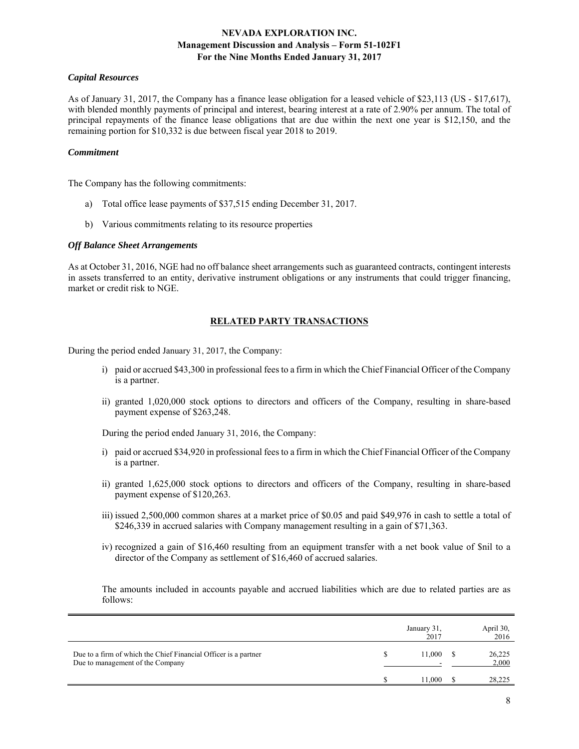### *Capital Resources*

As of January 31, 2017, the Company has a finance lease obligation for a leased vehicle of $23,113 (US - $17,617), with blended monthly payments of principal and interest, bearing interest at a rate of 2.90% per annum. The total of principal repayments of the finance lease obligations that are due within the next one year is $12,150, and the remaining portion for $10,332 is due between fiscal year 2018 to 2019.

### *Commitment*

The Company has the following commitments:

a) Total office lease payments of $37,515 ending December 31, 2017.

b) Various commitments relating to its resource properties

### *Off Balance Sheet Arrangements*

As at October 31, 2016, NGE had no off balance sheet arrangements such as guaranteed contracts, contingent interests in assets transferred to an entity, derivative instrument obligations or any instruments that could trigger financing, market or credit risk to NGE.

## RELATED PARTY TRANSACTIONS

During the period ended January 31, 2017, the Company:

i) paid or accrued $43,300 in professional fees to a firm in which the Chief Financial Officer of the Company is a partner.

ii) granted 1,020,000 stock options to directors and officers of the Company, resulting in share-based payment expense of $263,248.

During the period ended January 31, 2016, the Company:

i) paid or accrued $34,920 in professional fees to a firm in which the Chief Financial Officer of the Company is a partner.

ii) granted 1,625,000 stock options to directors and officers of the Company, resulting in share-based payment expense of $120,263.

iii) issued 2,500,000 common shares at a market price of $0.05 and paid $49,976 in cash to settle a total of $246,339 in accrued salaries with Company management resulting in a gain of $71,363.

iv) recognized a gain of $16,460 resulting from an equipment transfer with a net book value of $nil to a director of the Company as settlement of $16,460 of accrued salaries.

The amounts included in accounts payable and accrued liabilities which are due to related parties are as follows:

| | January 31, 2017 | April 30, 2016 |
|---|---|---|
| Due to a firm of which the Chief Financial Officer is a partner | $ 11,000 | $ 26,225 |
| Due to management of the Company | - | 2,000 |
| | $ 11,000 | $ 28,225 |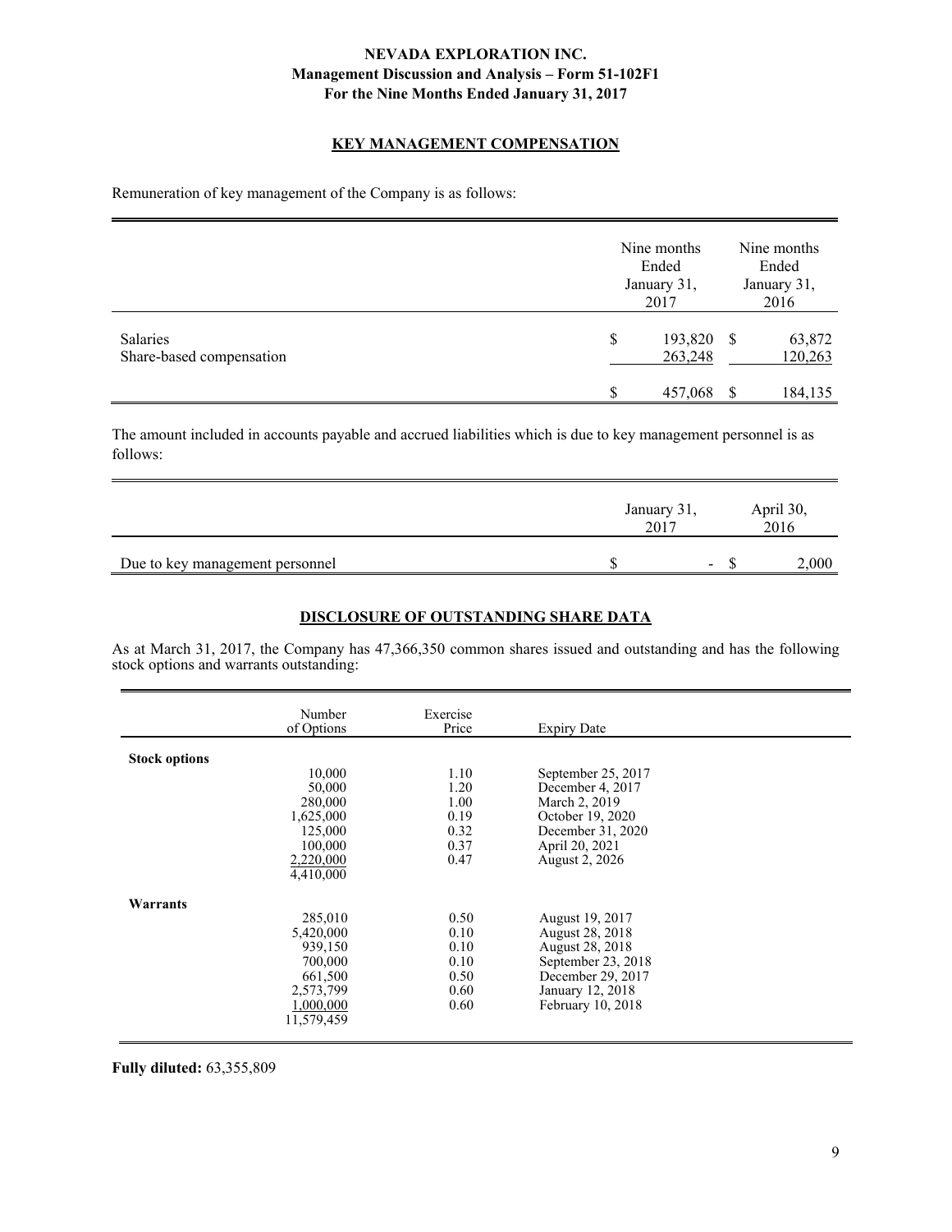# NEVADA EXPLORATION INC.
## Management Discussion and Analysis – Form 51-102F1
## For the Nine Months Ended January 31, 2017

## KEY MANAGEMENT COMPENSATION

Remuneration of key management of the Company is as follows:

| | Nine months Ended January 31, 2017 | Nine months Ended January 31, 2016 |
|---|---|---|
| Salaries | $ 193,820 | $ 63,872 |
| Share-based compensation | 263,248 | 120,263 |
| | $ 457,068 | $ 184,135 |

The amount included in accounts payable and accrued liabilities which is due to key management personnel is as follows:

| | January 31, 2017 | April 30, 2016 |
|---|---|---|
| Due to key management personnel | $ - | $ 2,000 |

## DISCLOSURE OF OUTSTANDING SHARE DATA

As at March 31, 2017, the Company has 47,366,350 common shares issued and outstanding and has the following stock options and warrants outstanding:

| | Number of Options | Exercise Price | Expiry Date |
|---|---|---|---|
| **Stock options** | | | |
| | 10,000 | 1.10 | September 25, 2017 |
| | 50,000 | 1.20 | December 4, 2017 |
| | 280,000 | 1.00 | March 2, 2019 |
| | 1,625,000 | 0.19 | October 19, 2020 |
| | 125,000 | 0.32 | December 31, 2020 |
| | 100,000 | 0.37 | April 20, 2021 |
| | 2,220,000 | 0.47 | August 2, 2026 |
| | 4,410,000 | | |
| **Warrants** | | | |
| | 285,010 | 0.50 | August 19, 2017 |
| | 5,420,000 | 0.10 | August 28, 2018 |
| | 939,150 | 0.10 | August 28, 2018 |
| | 700,000 | 0.10 | September 23, 2018 |
| | 661,500 | 0.50 | December 29, 2017 |
| | 2,573,799 | 0.60 | January 12, 2018 |
| | 1,000,000 | 0.60 | February 10, 2018 |
| | 11,579,459 | | |

**Fully diluted:** 63,355,809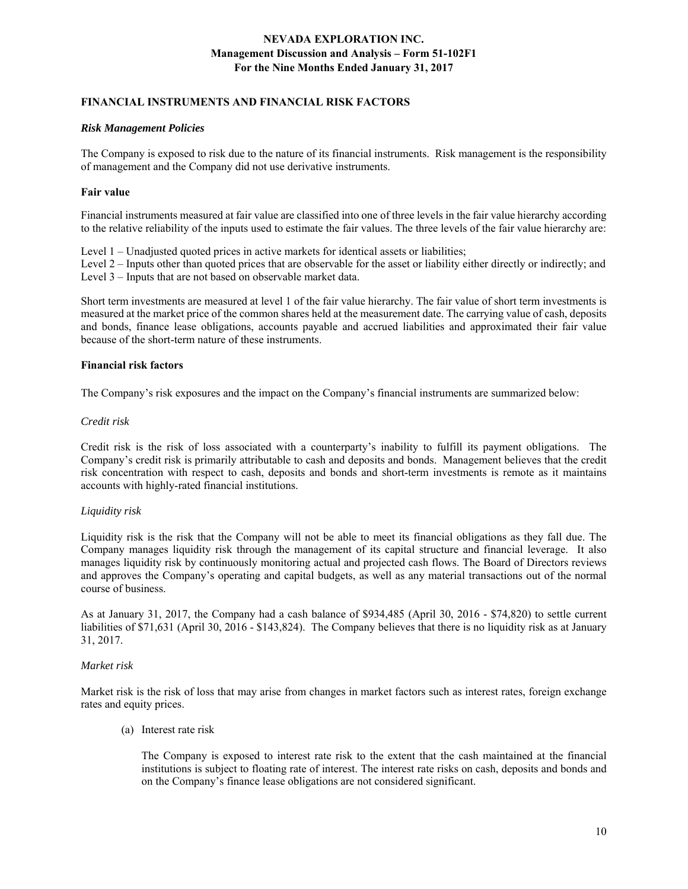## FINANCIAL INSTRUMENTS AND FINANCIAL RISK FACTORS

### *Risk Management Policies*

The Company is exposed to risk due to the nature of its financial instruments. Risk management is the responsibility of management and the Company did not use derivative instruments.

### Fair value

Financial instruments measured at fair value are classified into one of three levels in the fair value hierarchy according to the relative reliability of the inputs used to estimate the fair values. The three levels of the fair value hierarchy are:

Level 1 – Unadjusted quoted prices in active markets for identical assets or liabilities;
Level 2 – Inputs other than quoted prices that are observable for the asset or liability either directly or indirectly; and
Level 3 – Inputs that are not based on observable market data.

Short term investments are measured at level 1 of the fair value hierarchy. The fair value of short term investments is measured at the market price of the common shares held at the measurement date. The carrying value of cash, deposits and bonds, finance lease obligations, accounts payable and accrued liabilities and approximated their fair value because of the short-term nature of these instruments.

### Financial risk factors

The Company's risk exposures and the impact on the Company's financial instruments are summarized below:

*Credit risk*

Credit risk is the risk of loss associated with a counterparty's inability to fulfill its payment obligations. The Company's credit risk is primarily attributable to cash and deposits and bonds. Management believes that the credit risk concentration with respect to cash, deposits and bonds and short-term investments is remote as it maintains accounts with highly-rated financial institutions.

*Liquidity risk*

Liquidity risk is the risk that the Company will not be able to meet its financial obligations as they fall due. The Company manages liquidity risk through the management of its capital structure and financial leverage. It also manages liquidity risk by continuously monitoring actual and projected cash flows. The Board of Directors reviews and approves the Company's operating and capital budgets, as well as any material transactions out of the normal course of business.

As at January 31, 2017, the Company had a cash balance of $934,485 (April 30, 2016 - $74,820) to settle current liabilities of $71,631 (April 30, 2016 - $143,824). The Company believes that there is no liquidity risk as at January 31, 2017.

*Market risk*

Market risk is the risk of loss that may arise from changes in market factors such as interest rates, foreign exchange rates and equity prices.

(a) Interest rate risk

The Company is exposed to interest rate risk to the extent that the cash maintained at the financial institutions is subject to floating rate of interest. The interest rate risks on cash, deposits and bonds and on the Company's finance lease obligations are not considered significant.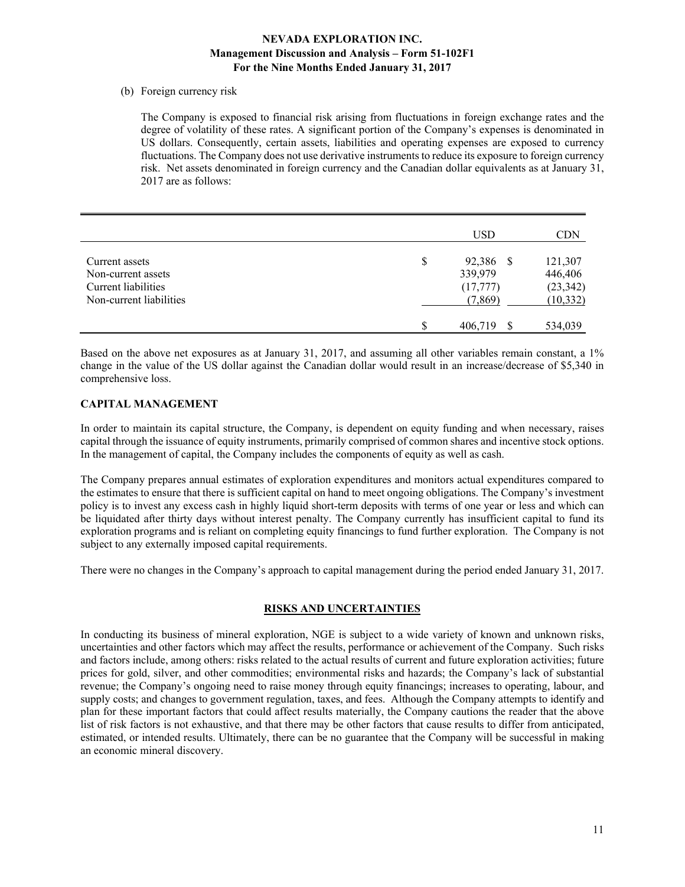(b) Foreign currency risk

The Company is exposed to financial risk arising from fluctuations in foreign exchange rates and the degree of volatility of these rates. A significant portion of the Company's expenses is denominated in US dollars. Consequently, certain assets, liabilities and operating expenses are exposed to currency fluctuations. The Company does not use derivative instruments to reduce its exposure to foreign currency risk. Net assets denominated in foreign currency and the Canadian dollar equivalents as at January 31, 2017 are as follows:

| | USD | CDN |
|---|---|---|
| Current assets | $ 92,386 | $ 121,307 |
| Non-current assets | 339,979 | 446,406 |
| Current liabilities | (17,777) | (23,342) |
| Non-current liabilities | (7,869) | (10,332) |
| | $ 406,719 | $ 534,039 |

Based on the above net exposures as at January 31, 2017, and assuming all other variables remain constant, a 1% change in the value of the US dollar against the Canadian dollar would result in an increase/decrease of $5,340 in comprehensive loss.

## CAPITAL MANAGEMENT

In order to maintain its capital structure, the Company, is dependent on equity funding and when necessary, raises capital through the issuance of equity instruments, primarily comprised of common shares and incentive stock options. In the management of capital, the Company includes the components of equity as well as cash.

The Company prepares annual estimates of exploration expenditures and monitors actual expenditures compared to the estimates to ensure that there is sufficient capital on hand to meet ongoing obligations. The Company's investment policy is to invest any excess cash in highly liquid short-term deposits with terms of one year or less and which can be liquidated after thirty days without interest penalty. The Company currently has insufficient capital to fund its exploration programs and is reliant on completing equity financings to fund further exploration. The Company is not subject to any externally imposed capital requirements.

There were no changes in the Company's approach to capital management during the period ended January 31, 2017.

## RISKS AND UNCERTAINTIES

In conducting its business of mineral exploration, NGE is subject to a wide variety of known and unknown risks, uncertainties and other factors which may affect the results, performance or achievement of the Company. Such risks and factors include, among others: risks related to the actual results of current and future exploration activities; future prices for gold, silver, and other commodities; environmental risks and hazards; the Company's lack of substantial revenue; the Company's ongoing need to raise money through equity financings; increases to operating, labour, and supply costs; and changes to government regulation, taxes, and fees. Although the Company attempts to identify and plan for these important factors that could affect results materially, the Company cautions the reader that the above list of risk factors is not exhaustive, and that there may be other factors that cause results to differ from anticipated, estimated, or intended results. Ultimately, there can be no guarantee that the Company will be successful in making an economic mineral discovery.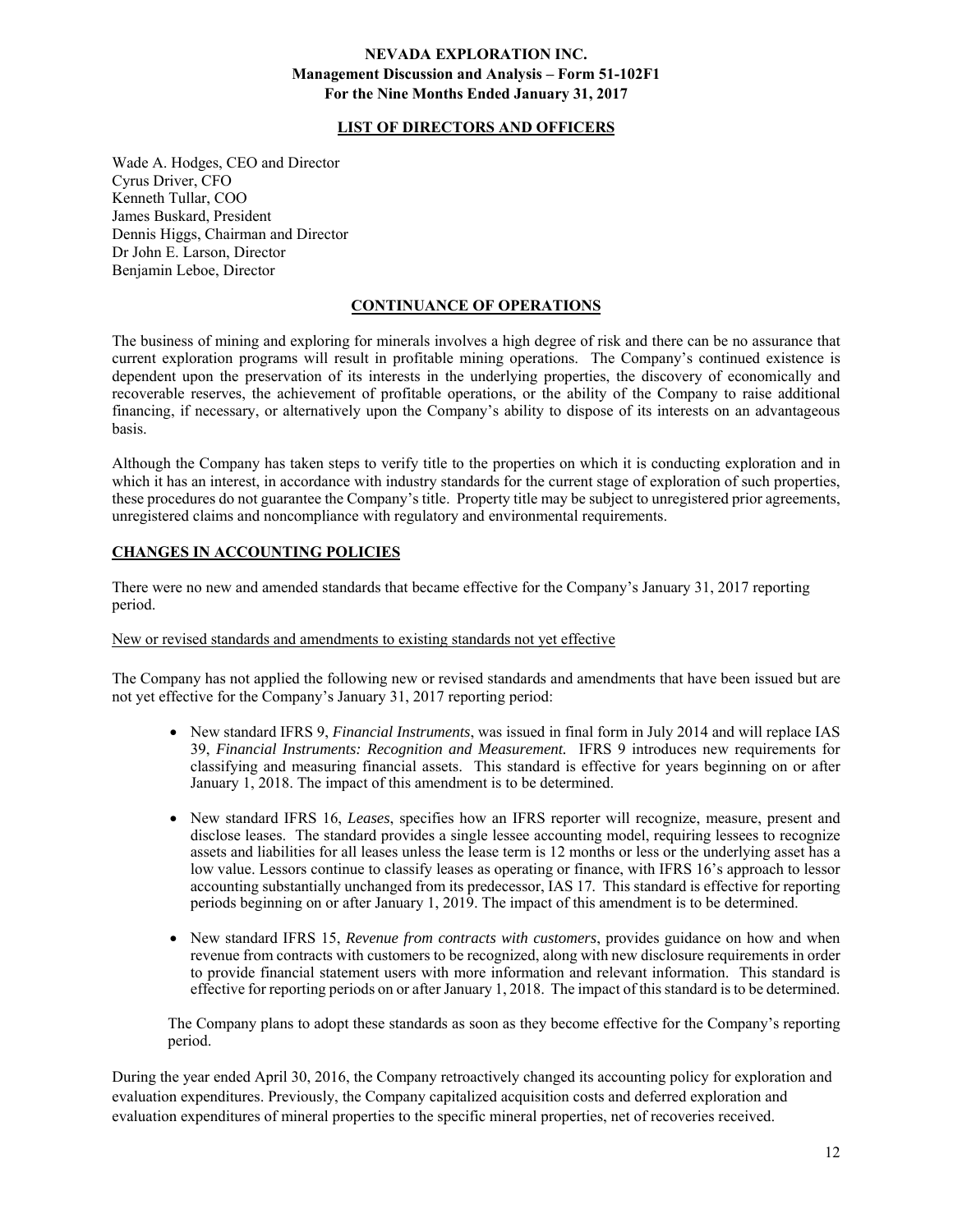## LIST OF DIRECTORS AND OFFICERS

Wade A. Hodges, CEO and Director
Cyrus Driver, CFO
Kenneth Tullar, COO
James Buskard, President
Dennis Higgs, Chairman and Director
Dr John E. Larson, Director
Benjamin Leboe, Director

## CONTINUANCE OF OPERATIONS

The business of mining and exploring for minerals involves a high degree of risk and there can be no assurance that current exploration programs will result in profitable mining operations. The Company's continued existence is dependent upon the preservation of its interests in the underlying properties, the discovery of economically and recoverable reserves, the achievement of profitable operations, or the ability of the Company to raise additional financing, if necessary, or alternatively upon the Company's ability to dispose of its interests on an advantageous basis.

Although the Company has taken steps to verify title to the properties on which it is conducting exploration and in which it has an interest, in accordance with industry standards for the current stage of exploration of such properties, these procedures do not guarantee the Company's title. Property title may be subject to unregistered prior agreements, unregistered claims and noncompliance with regulatory and environmental requirements.

## CHANGES IN ACCOUNTING POLICIES

There were no new and amended standards that became effective for the Company's January 31, 2017 reporting period.

New or revised standards and amendments to existing standards not yet effective

The Company has not applied the following new or revised standards and amendments that have been issued but are not yet effective for the Company's January 31, 2017 reporting period:

- New standard IFRS 9, *Financial Instruments*, was issued in final form in July 2014 and will replace IAS 39, *Financial Instruments: Recognition and Measurement.* IFRS 9 introduces new requirements for classifying and measuring financial assets. This standard is effective for years beginning on or after January 1, 2018. The impact of this amendment is to be determined.
- New standard IFRS 16, *Leases*, specifies how an IFRS reporter will recognize, measure, present and disclose leases. The standard provides a single lessee accounting model, requiring lessees to recognize assets and liabilities for all leases unless the lease term is 12 months or less or the underlying asset has a low value. Lessors continue to classify leases as operating or finance, with IFRS 16's approach to lessor accounting substantially unchanged from its predecessor, IAS 17. This standard is effective for reporting periods beginning on or after January 1, 2019. The impact of this amendment is to be determined.
- New standard IFRS 15, *Revenue from contracts with customers*, provides guidance on how and when revenue from contracts with customers to be recognized, along with new disclosure requirements in order to provide financial statement users with more information and relevant information. This standard is effective for reporting periods on or after January 1, 2018. The impact of this standard is to be determined.

The Company plans to adopt these standards as soon as they become effective for the Company's reporting period.

During the year ended April 30, 2016, the Company retroactively changed its accounting policy for exploration and evaluation expenditures. Previously, the Company capitalized acquisition costs and deferred exploration and evaluation expenditures of mineral properties to the specific mineral properties, net of recoveries received.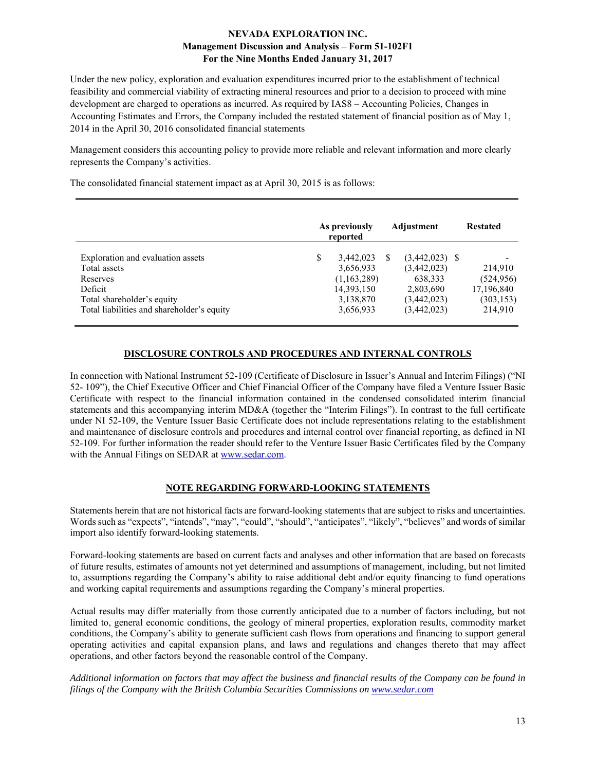Under the new policy, exploration and evaluation expenditures incurred prior to the establishment of technical feasibility and commercial viability of extracting mineral resources and prior to a decision to proceed with mine development are charged to operations as incurred. As required by IAS8 – Accounting Policies, Changes in Accounting Estimates and Errors, the Company included the restated statement of financial position as of May 1, 2014 in the April 30, 2016 consolidated financial statements

Management considers this accounting policy to provide more reliable and relevant information and more clearly represents the Company's activities.

The consolidated financial statement impact as at April 30, 2015 is as follows:

| | As previously reported | Adjustment | Restated |
|---|---|---|---|
| Exploration and evaluation assets | $ 3,442,023 | $ (3,442,023) | $ - |
| Total assets | 3,656,933 | (3,442,023) | 214,910 |
| Reserves | (1,163,289) | 638,333 | (524,956) |
| Deficit | 14,393,150 | 2,803,690 | 17,196,840 |
| Total shareholder's equity | 3,138,870 | (3,442,023) | (303,153) |
| Total liabilities and shareholder's equity | 3,656,933 | (3,442,023) | 214,910 |

## DISCLOSURE CONTROLS AND PROCEDURES AND INTERNAL CONTROLS

In connection with National Instrument 52-109 (Certificate of Disclosure in Issuer's Annual and Interim Filings) ("NI 52- 109"), the Chief Executive Officer and Chief Financial Officer of the Company have filed a Venture Issuer Basic Certificate with respect to the financial information contained in the condensed consolidated interim financial statements and this accompanying interim MD&A (together the "Interim Filings"). In contrast to the full certificate under NI 52-109, the Venture Issuer Basic Certificate does not include representations relating to the establishment and maintenance of disclosure controls and procedures and internal control over financial reporting, as defined in NI 52-109. For further information the reader should refer to the Venture Issuer Basic Certificates filed by the Company with the Annual Filings on SEDAR at www.sedar.com.

## NOTE REGARDING FORWARD-LOOKING STATEMENTS

Statements herein that are not historical facts are forward-looking statements that are subject to risks and uncertainties. Words such as "expects", "intends", "may", "could", "should", "anticipates", "likely", "believes" and words of similar import also identify forward-looking statements.

Forward-looking statements are based on current facts and analyses and other information that are based on forecasts of future results, estimates of amounts not yet determined and assumptions of management, including, but not limited to, assumptions regarding the Company's ability to raise additional debt and/or equity financing to fund operations and working capital requirements and assumptions regarding the Company's mineral properties.

Actual results may differ materially from those currently anticipated due to a number of factors including, but not limited to, general economic conditions, the geology of mineral properties, exploration results, commodity market conditions, the Company's ability to generate sufficient cash flows from operations and financing to support general operating activities and capital expansion plans, and laws and regulations and changes thereto that may affect operations, and other factors beyond the reasonable control of the Company.

*Additional information on factors that may affect the business and financial results of the Company can be found in filings of the Company with the British Columbia Securities Commissions on www.sedar.com*